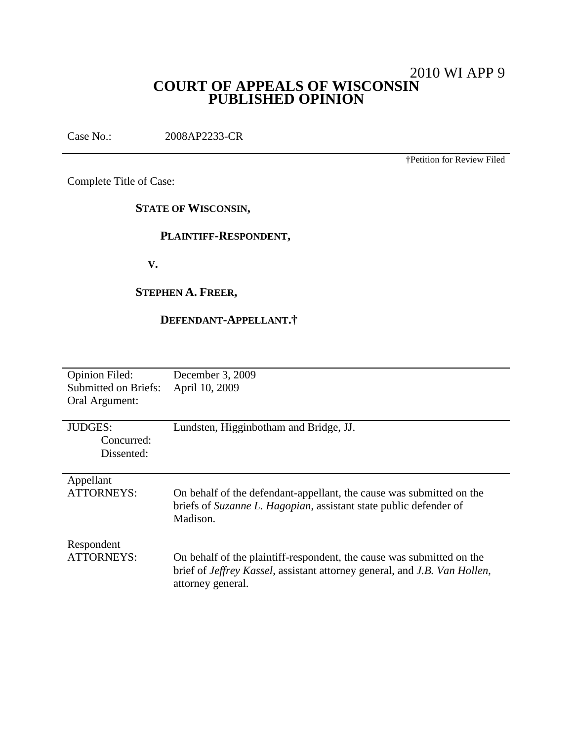2010 WI APP 9

# COURT OF APPEALS OF WISCONSIN
# PUBLISHED OPINION

Case No.: 2008AP2233-CR

†Petition for Review Filed

Complete Title of Case:

**STATE OF WISCONSIN,**

**PLAINTIFF-RESPONDENT,**

**V.**

**STEPHEN A. FREER,**

**DEFENDANT-APPELLANT.†**

| | |
|---|---|
| Opinion Filed: | December 3, 2009 |
| Submitted on Briefs: | April 10, 2009 |
| Oral Argument: | |
| JUDGES: | Lundsten, Higginbotham and Bridge, JJ. |
| Concurred: | |
| Dissented: | |
| Appellant ATTORNEYS: | On behalf of the defendant-appellant, the cause was submitted on the briefs of *Suzanne L. Hagopian*, assistant state public defender of Madison. |
| Respondent ATTORNEYS: | On behalf of the plaintiff-respondent, the cause was submitted on the brief of *Jeffrey Kassel*, assistant attorney general, and *J.B. Van Hollen*, attorney general. |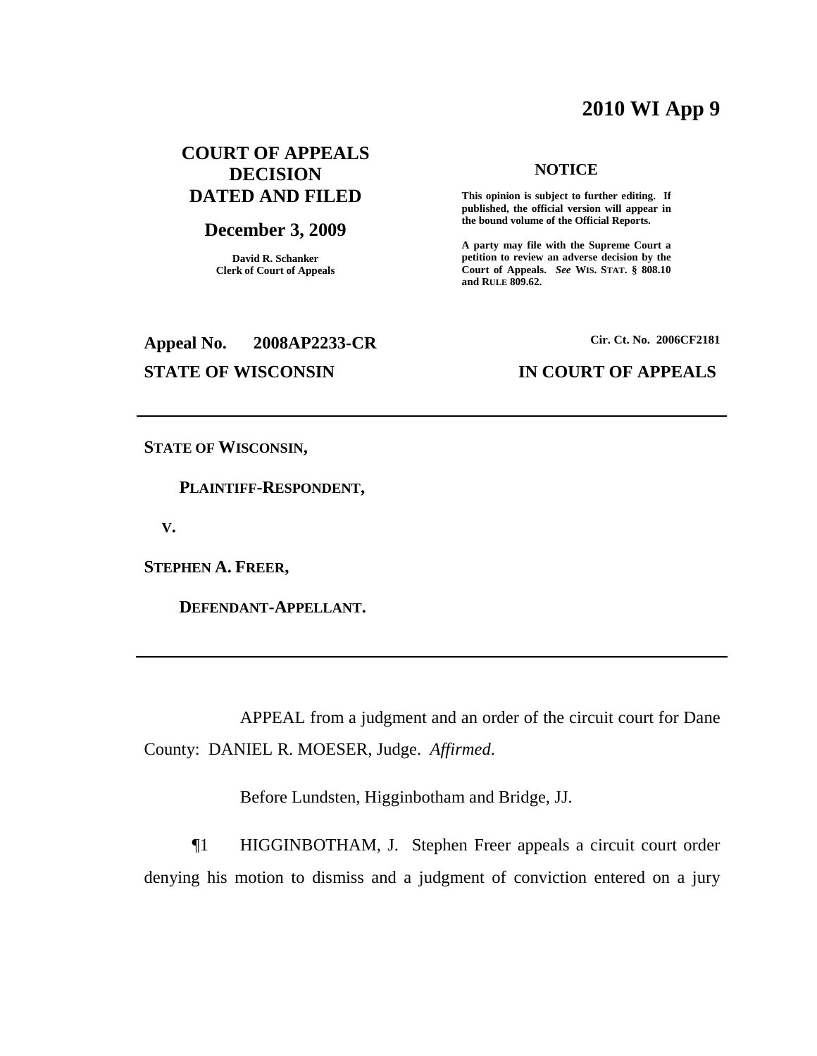# 2010 WI App 9

**COURT OF APPEALS DECISION DATED AND FILED**

**December 3, 2009**

**David R. Schanker**
**Clerk of Court of Appeals**

**NOTICE**

**This opinion is subject to further editing. If published, the official version will appear in the bound volume of the Official Reports.**

**A party may file with the Supreme Court a petition to review an adverse decision by the Court of Appeals.** ***See*** **WIS. STAT. § 808.10 and RULE 809.62.**

**Appeal No. 2008AP2233-CR** **Cir. Ct. No. 2006CF2181**

**STATE OF WISCONSIN** **IN COURT OF APPEALS**

---

**STATE OF WISCONSIN,**

**PLAINTIFF-RESPONDENT,**

**V.**

**STEPHEN A. FREER,**

**DEFENDANT-APPELLANT.**

---

APPEAL from a judgment and an order of the circuit court for Dane County: DANIEL R. MOESER, Judge. *Affirmed*.

Before Lundsten, Higginbotham and Bridge, JJ.

¶1 HIGGINBOTHAM, J. Stephen Freer appeals a circuit court order denying his motion to dismiss and a judgment of conviction entered on a jury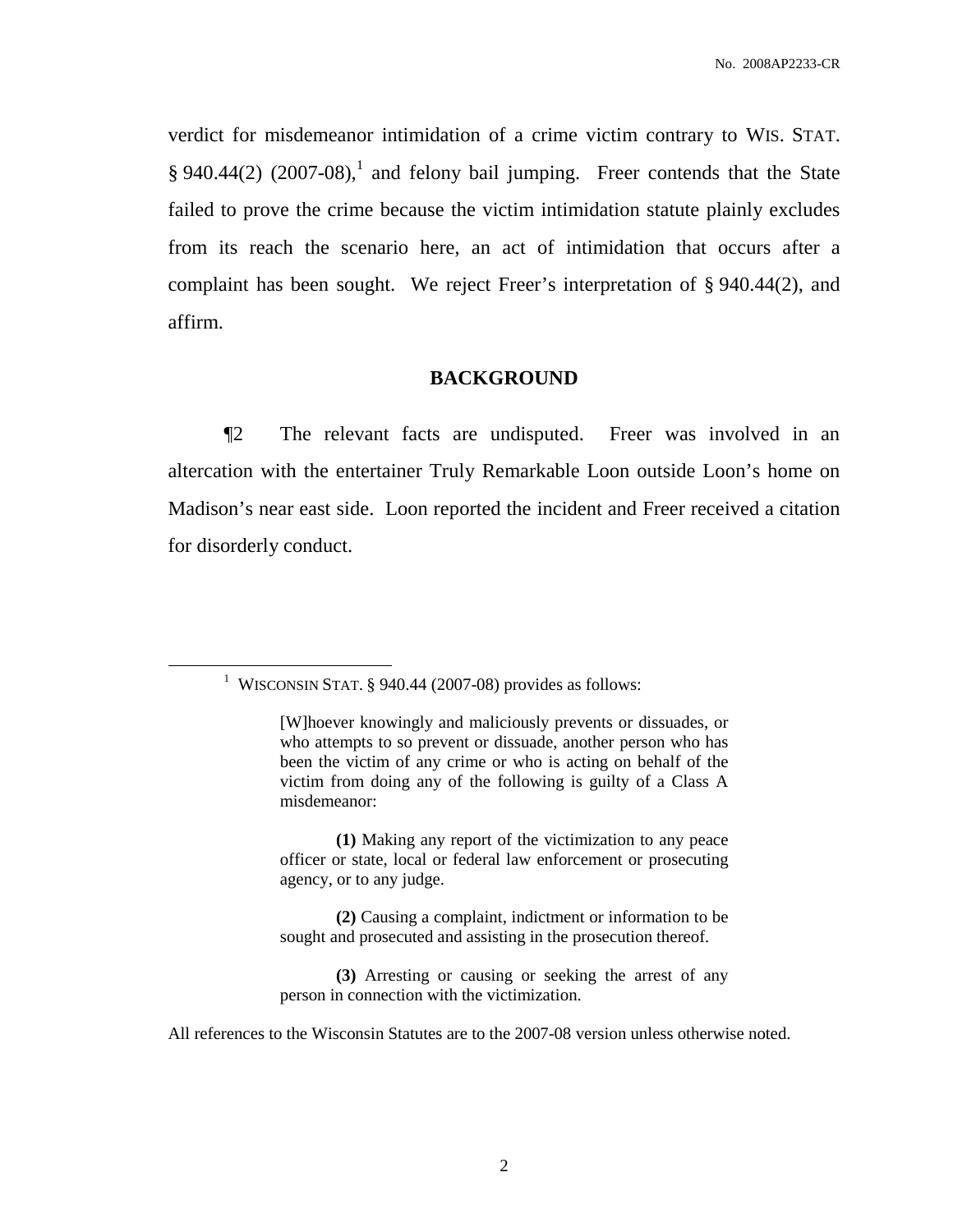verdict for misdemeanor intimidation of a crime victim contrary to WIS. STAT. § 940.44(2) (2007-08),[1] and felony bail jumping. Freer contends that the State failed to prove the crime because the victim intimidation statute plainly excludes from its reach the scenario here, an act of intimidation that occurs after a complaint has been sought. We reject Freer's interpretation of § 940.44(2), and affirm.

## BACKGROUND

¶2 The relevant facts are undisputed. Freer was involved in an altercation with the entertainer Truly Remarkable Loon outside Loon's home on Madison's near east side. Loon reported the incident and Freer received a citation for disorderly conduct.

---

[1] WISCONSIN STAT. § 940.44 (2007-08) provides as follows:

> [W]hoever knowingly and maliciously prevents or dissuades, or who attempts to so prevent or dissuade, another person who has been the victim of any crime or who is acting on behalf of the victim from doing any of the following is guilty of a Class A misdemeanor:
>
> **(1)** Making any report of the victimization to any peace officer or state, local or federal law enforcement or prosecuting agency, or to any judge.
>
> **(2)** Causing a complaint, indictment or information to be sought and prosecuted and assisting in the prosecution thereof.
>
> **(3)** Arresting or causing or seeking the arrest of any person in connection with the victimization.

All references to the Wisconsin Statutes are to the 2007-08 version unless otherwise noted.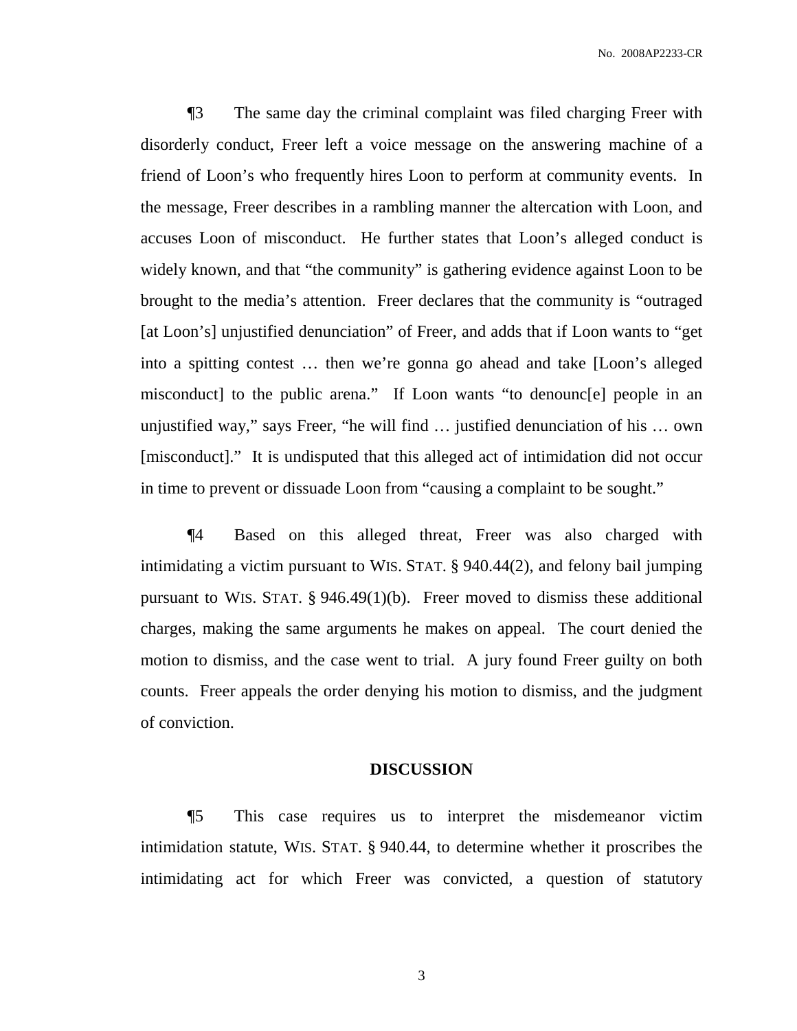¶3 The same day the criminal complaint was filed charging Freer with disorderly conduct, Freer left a voice message on the answering machine of a friend of Loon's who frequently hires Loon to perform at community events. In the message, Freer describes in a rambling manner the altercation with Loon, and accuses Loon of misconduct. He further states that Loon's alleged conduct is widely known, and that "the community" is gathering evidence against Loon to be brought to the media's attention. Freer declares that the community is "outraged [at Loon's] unjustified denunciation" of Freer, and adds that if Loon wants to "get into a spitting contest … then we're gonna go ahead and take [Loon's alleged misconduct] to the public arena." If Loon wants "to denounc[e] people in an unjustified way," says Freer, "he will find … justified denunciation of his … own [misconduct]." It is undisputed that this alleged act of intimidation did not occur in time to prevent or dissuade Loon from "causing a complaint to be sought."

¶4 Based on this alleged threat, Freer was also charged with intimidating a victim pursuant to WIS. STAT. § 940.44(2), and felony bail jumping pursuant to WIS. STAT. § 946.49(1)(b). Freer moved to dismiss these additional charges, making the same arguments he makes on appeal. The court denied the motion to dismiss, and the case went to trial. A jury found Freer guilty on both counts. Freer appeals the order denying his motion to dismiss, and the judgment of conviction.

## DISCUSSION

¶5 This case requires us to interpret the misdemeanor victim intimidation statute, WIS. STAT. § 940.44, to determine whether it proscribes the intimidating act for which Freer was convicted, a question of statutory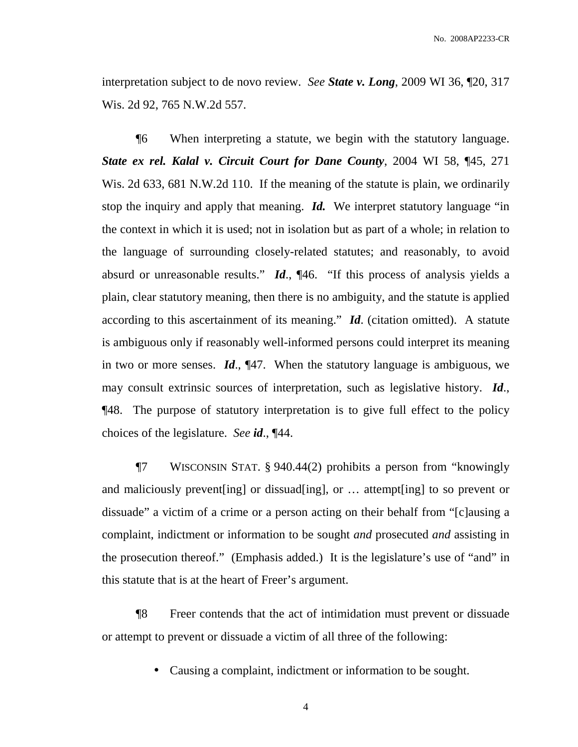interpretation subject to de novo review. *See* ***State v. Long***, 2009 WI 36, ¶20, 317 Wis. 2d 92, 765 N.W.2d 557.

¶6 When interpreting a statute, we begin with the statutory language. ***State ex rel. Kalal v. Circuit Court for Dane County***, 2004 WI 58, ¶45, 271 Wis. 2d 633, 681 N.W.2d 110. If the meaning of the statute is plain, we ordinarily stop the inquiry and apply that meaning. ***Id.*** We interpret statutory language "in the context in which it is used; not in isolation but as part of a whole; in relation to the language of surrounding closely-related statutes; and reasonably, to avoid absurd or unreasonable results." ***Id***., ¶46. "If this process of analysis yields a plain, clear statutory meaning, then there is no ambiguity, and the statute is applied according to this ascertainment of its meaning." ***Id***. (citation omitted). A statute is ambiguous only if reasonably well-informed persons could interpret its meaning in two or more senses. ***Id***., ¶47. When the statutory language is ambiguous, we may consult extrinsic sources of interpretation, such as legislative history. ***Id***., ¶48. The purpose of statutory interpretation is to give full effect to the policy choices of the legislature. *See* ***id***., ¶44.

¶7 WISCONSIN STAT. § 940.44(2) prohibits a person from "knowingly and maliciously prevent[ing] or dissuad[ing], or … attempt[ing] to so prevent or dissuade" a victim of a crime or a person acting on their behalf from "[c]ausing a complaint, indictment or information to be sought *and* prosecuted *and* assisting in the prosecution thereof." (Emphasis added.) It is the legislature's use of "and" in this statute that is at the heart of Freer's argument.

¶8 Freer contends that the act of intimidation must prevent or dissuade or attempt to prevent or dissuade a victim of all three of the following:

- Causing a complaint, indictment or information to be sought.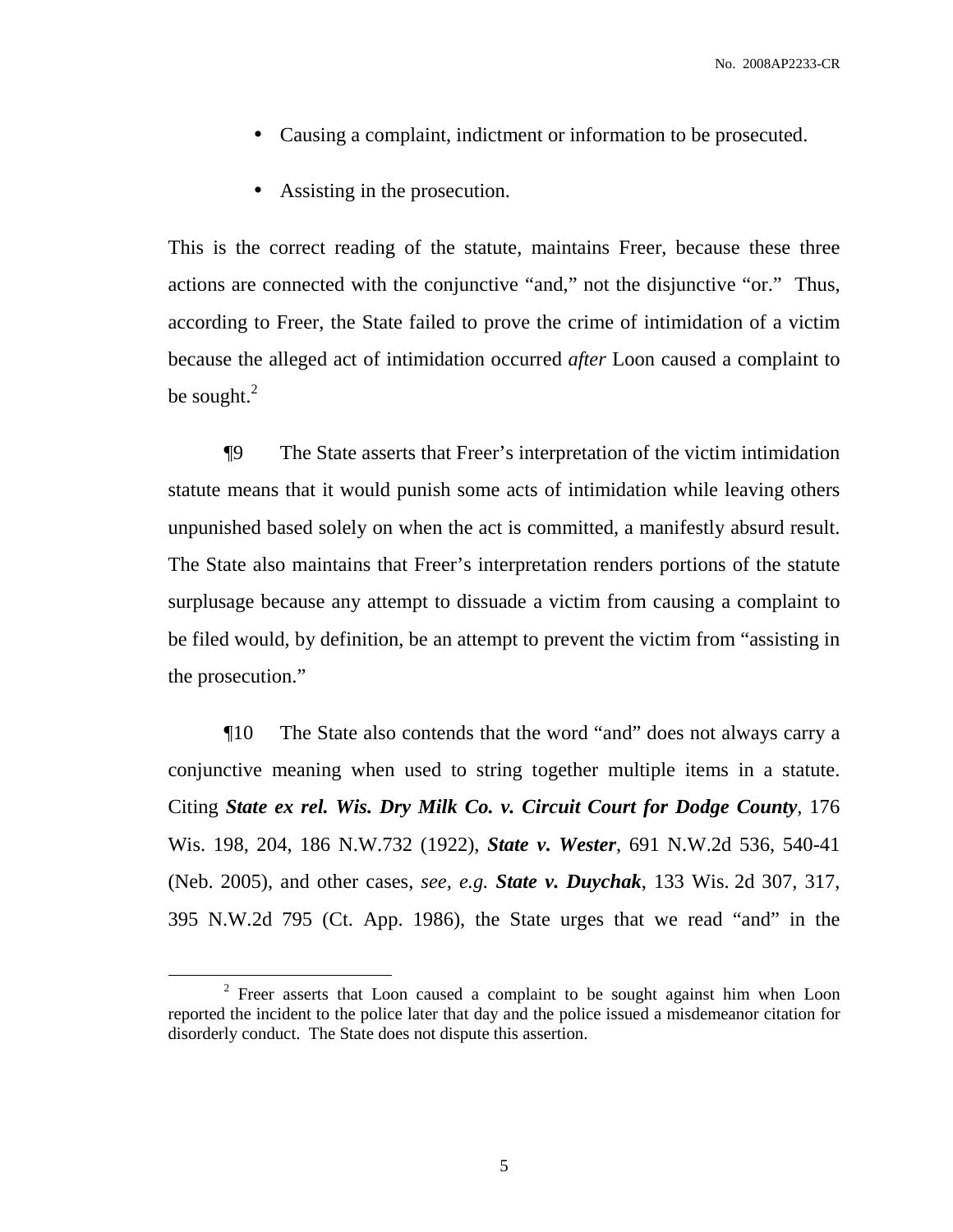- Causing a complaint, indictment or information to be prosecuted.
- Assisting in the prosecution.

This is the correct reading of the statute, maintains Freer, because these three actions are connected with the conjunctive "and," not the disjunctive "or." Thus, according to Freer, the State failed to prove the crime of intimidation of a victim because the alleged act of intimidation occurred *after* Loon caused a complaint to be sought.[2]

¶9 The State asserts that Freer's interpretation of the victim intimidation statute means that it would punish some acts of intimidation while leaving others unpunished based solely on when the act is committed, a manifestly absurd result. The State also maintains that Freer's interpretation renders portions of the statute surplusage because any attempt to dissuade a victim from causing a complaint to be filed would, by definition, be an attempt to prevent the victim from "assisting in the prosecution."

¶10 The State also contends that the word "and" does not always carry a conjunctive meaning when used to string together multiple items in a statute. Citing ***State ex rel. Wis. Dry Milk Co. v. Circuit Court for Dodge County***, 176 Wis. 198, 204, 186 N.W.732 (1922), ***State v. Wester***, 691 N.W.2d 536, 540-41 (Neb. 2005), and other cases, *see, e.g.* ***State v. Duychak***, 133 Wis. 2d 307, 317, 395 N.W.2d 795 (Ct. App. 1986), the State urges that we read "and" in the

[2] Freer asserts that Loon caused a complaint to be sought against him when Loon reported the incident to the police later that day and the police issued a misdemeanor citation for disorderly conduct. The State does not dispute this assertion.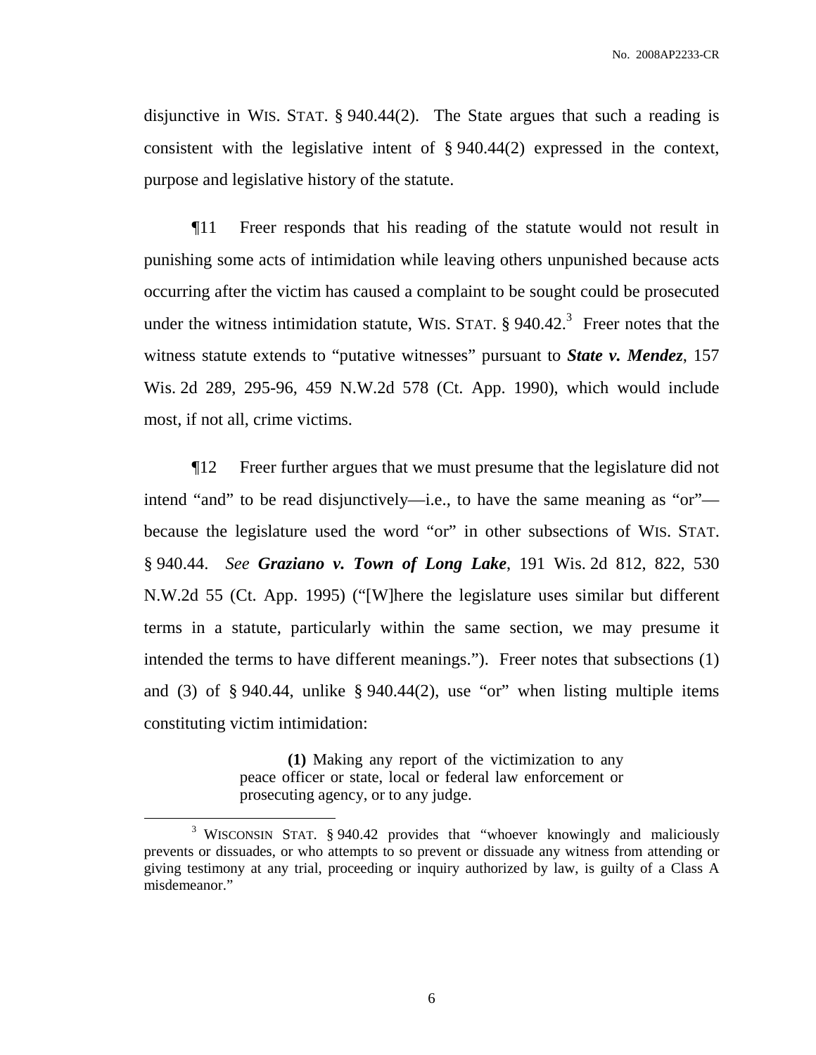disjunctive in WIS. STAT. § 940.44(2). The State argues that such a reading is consistent with the legislative intent of § 940.44(2) expressed in the context, purpose and legislative history of the statute.

¶11 Freer responds that his reading of the statute would not result in punishing some acts of intimidation while leaving others unpunished because acts occurring after the victim has caused a complaint to be sought could be prosecuted under the witness intimidation statute, WIS. STAT. § 940.42.[3] Freer notes that the witness statute extends to "putative witnesses" pursuant to ***State v. Mendez***, 157 Wis. 2d 289, 295-96, 459 N.W.2d 578 (Ct. App. 1990), which would include most, if not all, crime victims.

¶12 Freer further argues that we must presume that the legislature did not intend "and" to be read disjunctively—i.e., to have the same meaning as "or"—because the legislature used the word "or" in other subsections of WIS. STAT. § 940.44. *See* ***Graziano v. Town of Long Lake***, 191 Wis. 2d 812, 822, 530 N.W.2d 55 (Ct. App. 1995) ("[W]here the legislature uses similar but different terms in a statute, particularly within the same section, we may presume it intended the terms to have different meanings."). Freer notes that subsections (1) and (3) of § 940.44, unlike § 940.44(2), use "or" when listing multiple items constituting victim intimidation:

> **(1)** Making any report of the victimization to any peace officer or state, local or federal law enforcement or prosecuting agency, or to any judge.

[3] WISCONSIN STAT. § 940.42 provides that "whoever knowingly and maliciously prevents or dissuades, or who attempts to so prevent or dissuade any witness from attending or giving testimony at any trial, proceeding or inquiry authorized by law, is guilty of a Class A misdemeanor."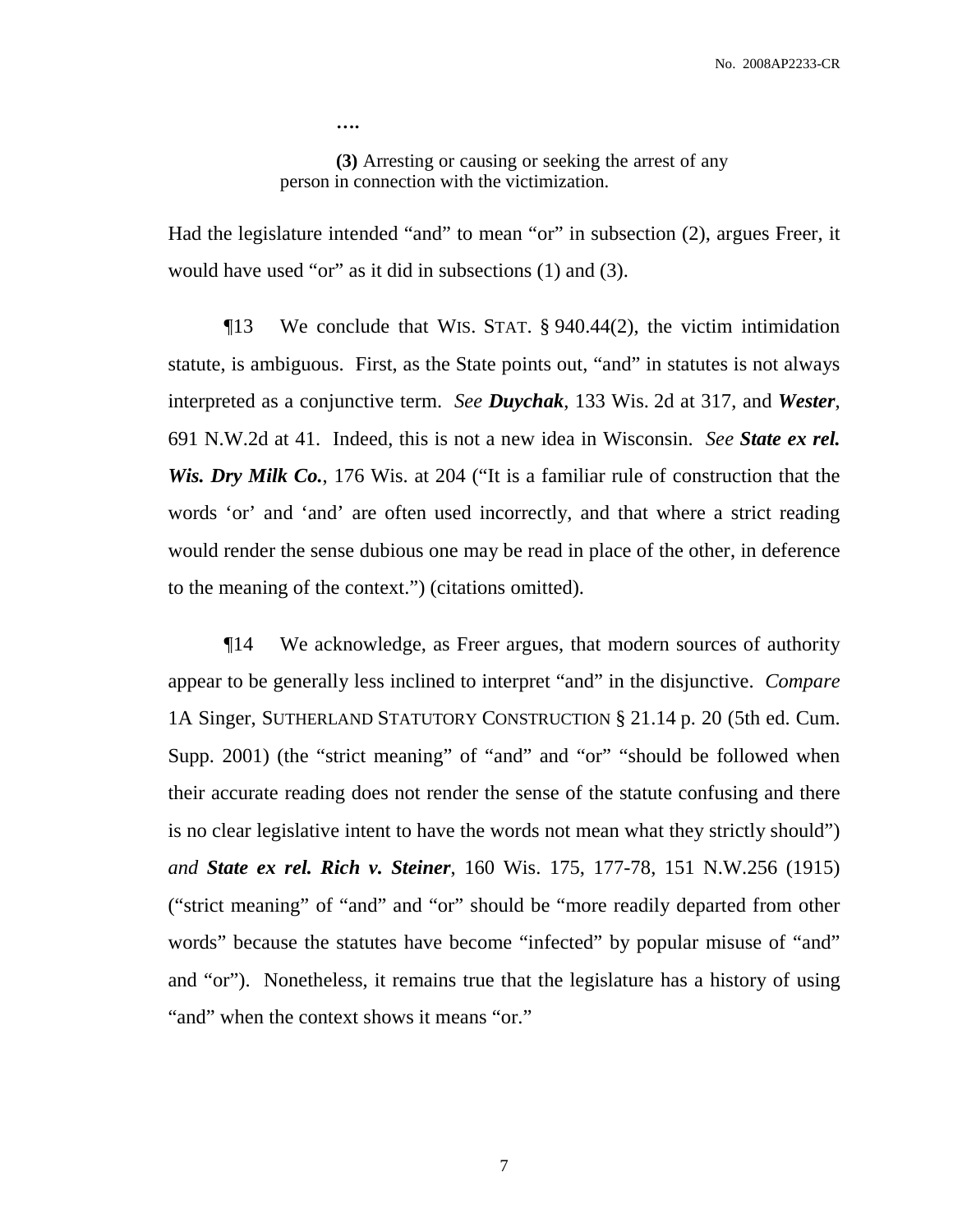> ….
>
> **(3)** Arresting or causing or seeking the arrest of any person in connection with the victimization.

Had the legislature intended "and" to mean "or" in subsection (2), argues Freer, it would have used "or" as it did in subsections (1) and (3).

¶13 We conclude that WIS. STAT. § 940.44(2), the victim intimidation statute, is ambiguous. First, as the State points out, "and" in statutes is not always interpreted as a conjunctive term. *See* ***Duychak***, 133 Wis. 2d at 317, and ***Wester***, 691 N.W.2d at 41. Indeed, this is not a new idea in Wisconsin. *See* ***State ex rel. Wis. Dry Milk Co.***, 176 Wis. at 204 ("It is a familiar rule of construction that the words 'or' and 'and' are often used incorrectly, and that where a strict reading would render the sense dubious one may be read in place of the other, in deference to the meaning of the context.") (citations omitted).

¶14 We acknowledge, as Freer argues, that modern sources of authority appear to be generally less inclined to interpret "and" in the disjunctive. *Compare* 1A Singer, SUTHERLAND STATUTORY CONSTRUCTION § 21.14 p. 20 (5th ed. Cum. Supp. 2001) (the "strict meaning" of "and" and "or" "should be followed when their accurate reading does not render the sense of the statute confusing and there is no clear legislative intent to have the words not mean what they strictly should") *and* ***State ex rel. Rich v. Steiner***, 160 Wis. 175, 177-78, 151 N.W.256 (1915) ("strict meaning" of "and" and "or" should be "more readily departed from other words" because the statutes have become "infected" by popular misuse of "and" and "or"). Nonetheless, it remains true that the legislature has a history of using "and" when the context shows it means "or."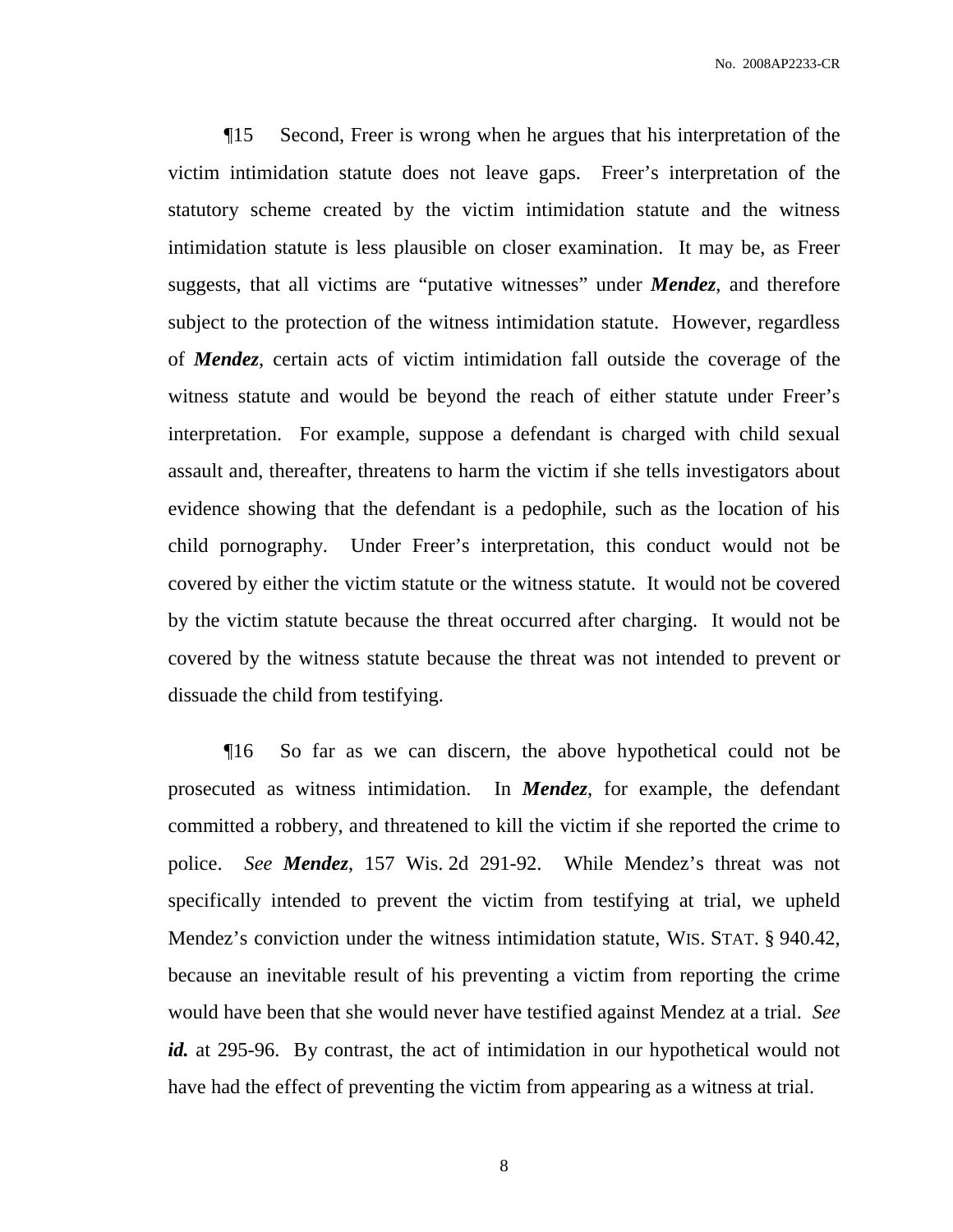¶15 Second, Freer is wrong when he argues that his interpretation of the victim intimidation statute does not leave gaps. Freer's interpretation of the statutory scheme created by the victim intimidation statute and the witness intimidation statute is less plausible on closer examination. It may be, as Freer suggests, that all victims are "putative witnesses" under ***Mendez***, and therefore subject to the protection of the witness intimidation statute. However, regardless of ***Mendez***, certain acts of victim intimidation fall outside the coverage of the witness statute and would be beyond the reach of either statute under Freer's interpretation. For example, suppose a defendant is charged with child sexual assault and, thereafter, threatens to harm the victim if she tells investigators about evidence showing that the defendant is a pedophile, such as the location of his child pornography. Under Freer's interpretation, this conduct would not be covered by either the victim statute or the witness statute. It would not be covered by the victim statute because the threat occurred after charging. It would not be covered by the witness statute because the threat was not intended to prevent or dissuade the child from testifying.

¶16 So far as we can discern, the above hypothetical could not be prosecuted as witness intimidation. In ***Mendez***, for example, the defendant committed a robbery, and threatened to kill the victim if she reported the crime to police. *See* ***Mendez***, 157 Wis. 2d 291-92. While Mendez's threat was not specifically intended to prevent the victim from testifying at trial, we upheld Mendez's conviction under the witness intimidation statute, WIS. STAT. § 940.42, because an inevitable result of his preventing a victim from reporting the crime would have been that she would never have testified against Mendez at a trial. *See* ***id.*** at 295-96. By contrast, the act of intimidation in our hypothetical would not have had the effect of preventing the victim from appearing as a witness at trial.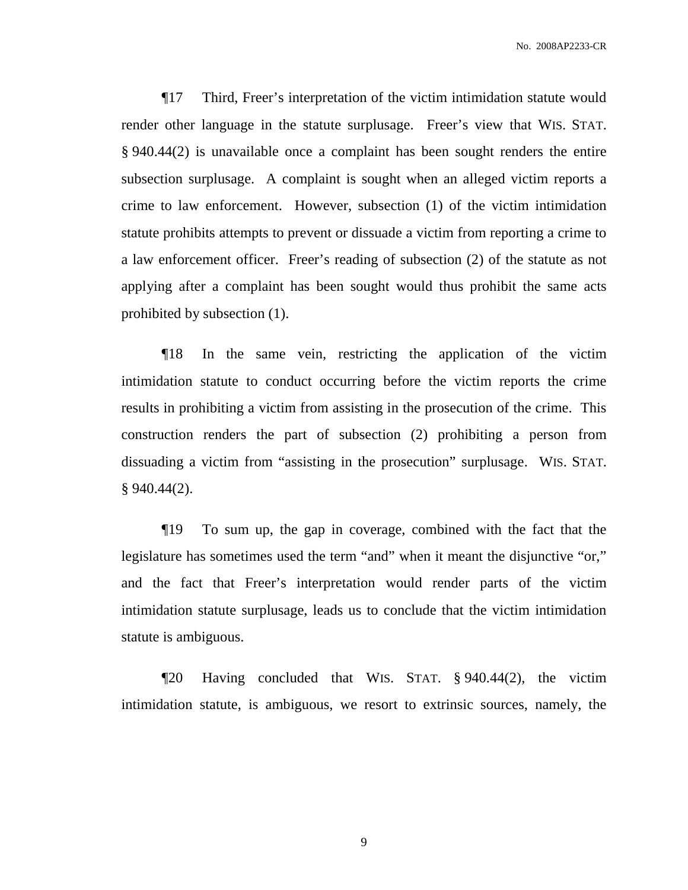¶17 Third, Freer's interpretation of the victim intimidation statute would render other language in the statute surplusage. Freer's view that WIS. STAT. § 940.44(2) is unavailable once a complaint has been sought renders the entire subsection surplusage. A complaint is sought when an alleged victim reports a crime to law enforcement. However, subsection (1) of the victim intimidation statute prohibits attempts to prevent or dissuade a victim from reporting a crime to a law enforcement officer. Freer's reading of subsection (2) of the statute as not applying after a complaint has been sought would thus prohibit the same acts prohibited by subsection (1).

¶18 In the same vein, restricting the application of the victim intimidation statute to conduct occurring before the victim reports the crime results in prohibiting a victim from assisting in the prosecution of the crime. This construction renders the part of subsection (2) prohibiting a person from dissuading a victim from "assisting in the prosecution" surplusage. WIS. STAT. § 940.44(2).

¶19 To sum up, the gap in coverage, combined with the fact that the legislature has sometimes used the term "and" when it meant the disjunctive "or," and the fact that Freer's interpretation would render parts of the victim intimidation statute surplusage, leads us to conclude that the victim intimidation statute is ambiguous.

¶20 Having concluded that WIS. STAT. § 940.44(2), the victim intimidation statute, is ambiguous, we resort to extrinsic sources, namely, the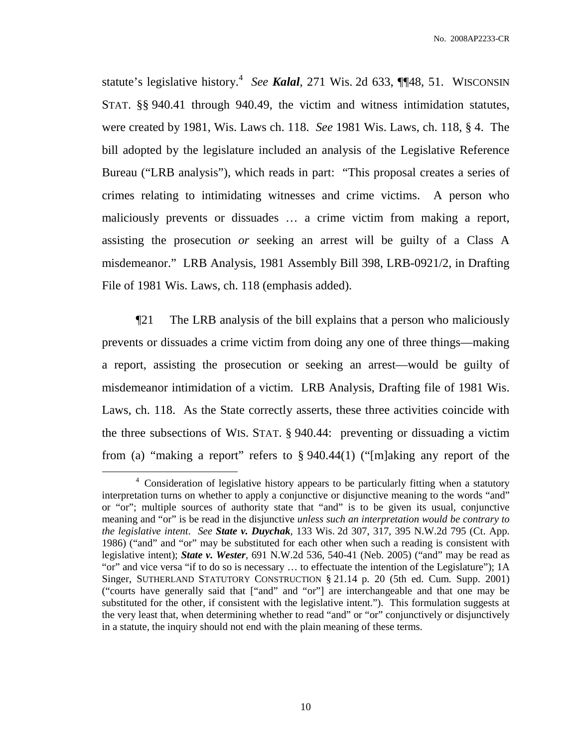statute's legislative history.[4] *See **Kalal***, 271 Wis. 2d 633, ¶¶48, 51. WISCONSIN STAT. §§ 940.41 through 940.49, the victim and witness intimidation statutes, were created by 1981, Wis. Laws ch. 118. *See* 1981 Wis. Laws, ch. 118, § 4. The bill adopted by the legislature included an analysis of the Legislative Reference Bureau ("LRB analysis"), which reads in part: "This proposal creates a series of crimes relating to intimidating witnesses and crime victims. A person who maliciously prevents or dissuades … a crime victim from making a report, assisting the prosecution *or* seeking an arrest will be guilty of a Class A misdemeanor." LRB Analysis, 1981 Assembly Bill 398, LRB-0921/2, in Drafting File of 1981 Wis. Laws, ch. 118 (emphasis added).

¶21 The LRB analysis of the bill explains that a person who maliciously prevents or dissuades a crime victim from doing any one of three things—making a report, assisting the prosecution or seeking an arrest—would be guilty of misdemeanor intimidation of a victim. LRB Analysis, Drafting file of 1981 Wis. Laws, ch. 118. As the State correctly asserts, these three activities coincide with the three subsections of WIS. STAT. § 940.44: preventing or dissuading a victim from (a) "making a report" refers to § 940.44(1) ("[m]aking any report of the

[4] Consideration of legislative history appears to be particularly fitting when a statutory interpretation turns on whether to apply a conjunctive or disjunctive meaning to the words "and" or "or"; multiple sources of authority state that "and" is to be given its usual, conjunctive meaning and "or" is be read in the disjunctive *unless such an interpretation would be contrary to the legislative intent*. *See **State v. Duychak***, 133 Wis. 2d 307, 317, 395 N.W.2d 795 (Ct. App. 1986) ("and" and "or" may be substituted for each other when such a reading is consistent with legislative intent); ***State v. Wester***, 691 N.W.2d 536, 540-41 (Neb. 2005) ("and" may be read as "or" and vice versa "if to do so is necessary … to effectuate the intention of the Legislature"); 1A Singer, SUTHERLAND STATUTORY CONSTRUCTION § 21.14 p. 20 (5th ed. Cum. Supp. 2001) ("courts have generally said that ["and" and "or"] are interchangeable and that one may be substituted for the other, if consistent with the legislative intent."). This formulation suggests at the very least that, when determining whether to read "and" or "or" conjunctively or disjunctively in a statute, the inquiry should not end with the plain meaning of these terms.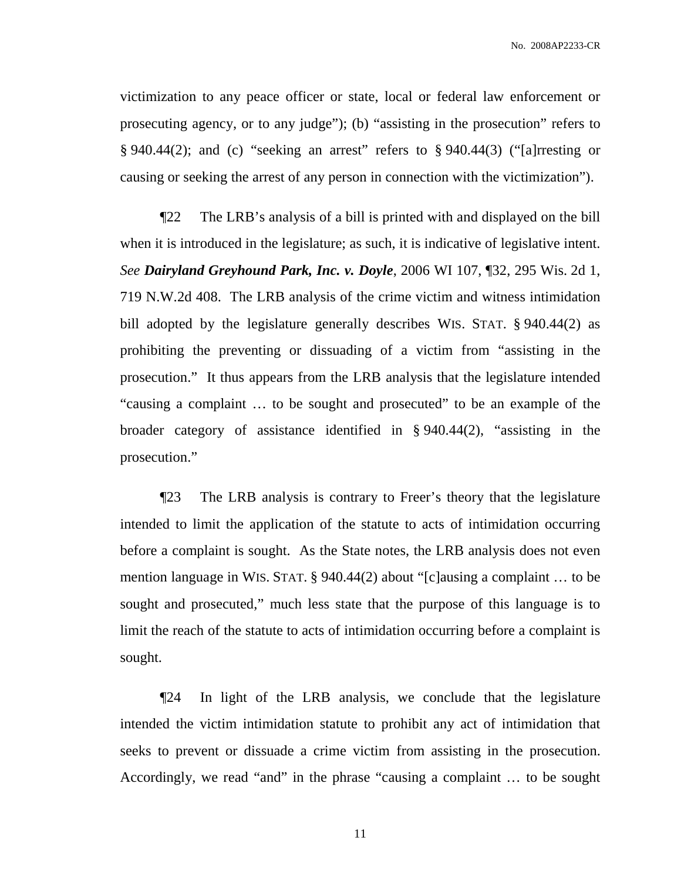victimization to any peace officer or state, local or federal law enforcement or prosecuting agency, or to any judge"); (b) "assisting in the prosecution" refers to § 940.44(2); and (c) "seeking an arrest" refers to § 940.44(3) ("[a]rresting or causing or seeking the arrest of any person in connection with the victimization").

¶22 The LRB's analysis of a bill is printed with and displayed on the bill when it is introduced in the legislature; as such, it is indicative of legislative intent. *See* ***Dairyland Greyhound Park, Inc. v. Doyle***, 2006 WI 107, ¶32, 295 Wis. 2d 1, 719 N.W.2d 408. The LRB analysis of the crime victim and witness intimidation bill adopted by the legislature generally describes WIS. STAT. § 940.44(2) as prohibiting the preventing or dissuading of a victim from "assisting in the prosecution." It thus appears from the LRB analysis that the legislature intended "causing a complaint … to be sought and prosecuted" to be an example of the broader category of assistance identified in § 940.44(2), "assisting in the prosecution."

¶23 The LRB analysis is contrary to Freer's theory that the legislature intended to limit the application of the statute to acts of intimidation occurring before a complaint is sought. As the State notes, the LRB analysis does not even mention language in WIS. STAT. § 940.44(2) about "[c]ausing a complaint … to be sought and prosecuted," much less state that the purpose of this language is to limit the reach of the statute to acts of intimidation occurring before a complaint is sought.

¶24 In light of the LRB analysis, we conclude that the legislature intended the victim intimidation statute to prohibit any act of intimidation that seeks to prevent or dissuade a crime victim from assisting in the prosecution. Accordingly, we read "and" in the phrase "causing a complaint … to be sought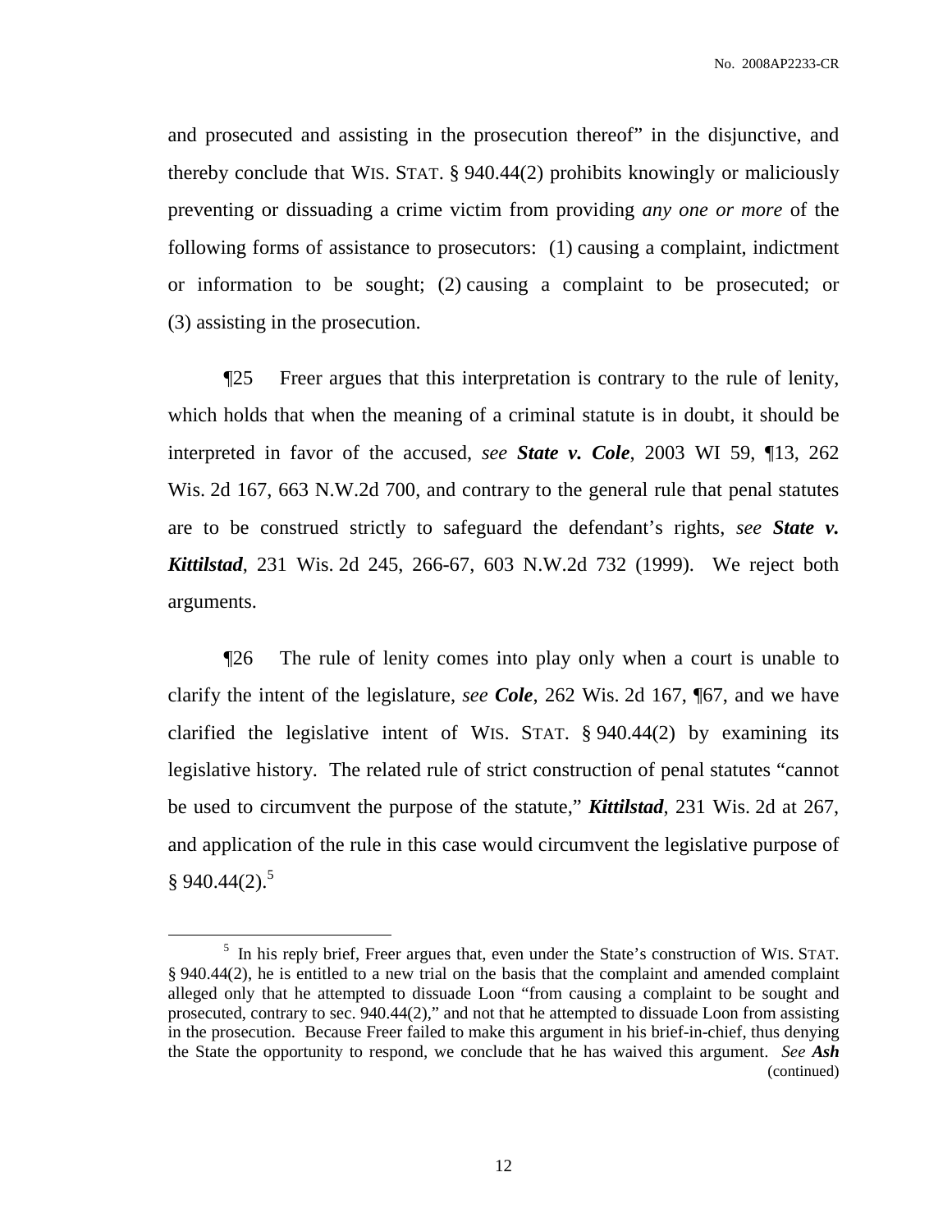and prosecuted and assisting in the prosecution thereof" in the disjunctive, and thereby conclude that WIS. STAT. § 940.44(2) prohibits knowingly or maliciously preventing or dissuading a crime victim from providing *any one or more* of the following forms of assistance to prosecutors: (1) causing a complaint, indictment or information to be sought; (2) causing a complaint to be prosecuted; or (3) assisting in the prosecution.

¶25 Freer argues that this interpretation is contrary to the rule of lenity, which holds that when the meaning of a criminal statute is in doubt, it should be interpreted in favor of the accused, *see* ***State v. Cole***, 2003 WI 59, ¶13, 262 Wis. 2d 167, 663 N.W.2d 700, and contrary to the general rule that penal statutes are to be construed strictly to safeguard the defendant's rights, *see* ***State v. Kittilstad***, 231 Wis. 2d 245, 266-67, 603 N.W.2d 732 (1999). We reject both arguments.

¶26 The rule of lenity comes into play only when a court is unable to clarify the intent of the legislature, *see* ***Cole***, 262 Wis. 2d 167, ¶67, and we have clarified the legislative intent of WIS. STAT. § 940.44(2) by examining its legislative history. The related rule of strict construction of penal statutes "cannot be used to circumvent the purpose of the statute," ***Kittilstad***, 231 Wis. 2d at 267, and application of the rule in this case would circumvent the legislative purpose of § 940.44(2).[5]

[5] In his reply brief, Freer argues that, even under the State's construction of WIS. STAT. § 940.44(2), he is entitled to a new trial on the basis that the complaint and amended complaint alleged only that he attempted to dissuade Loon "from causing a complaint to be sought and prosecuted, contrary to sec. 940.44(2)," and not that he attempted to dissuade Loon from assisting in the prosecution. Because Freer failed to make this argument in his brief-in-chief, thus denying the State the opportunity to respond, we conclude that he has waived this argument. *See* ***Ash***

(continued)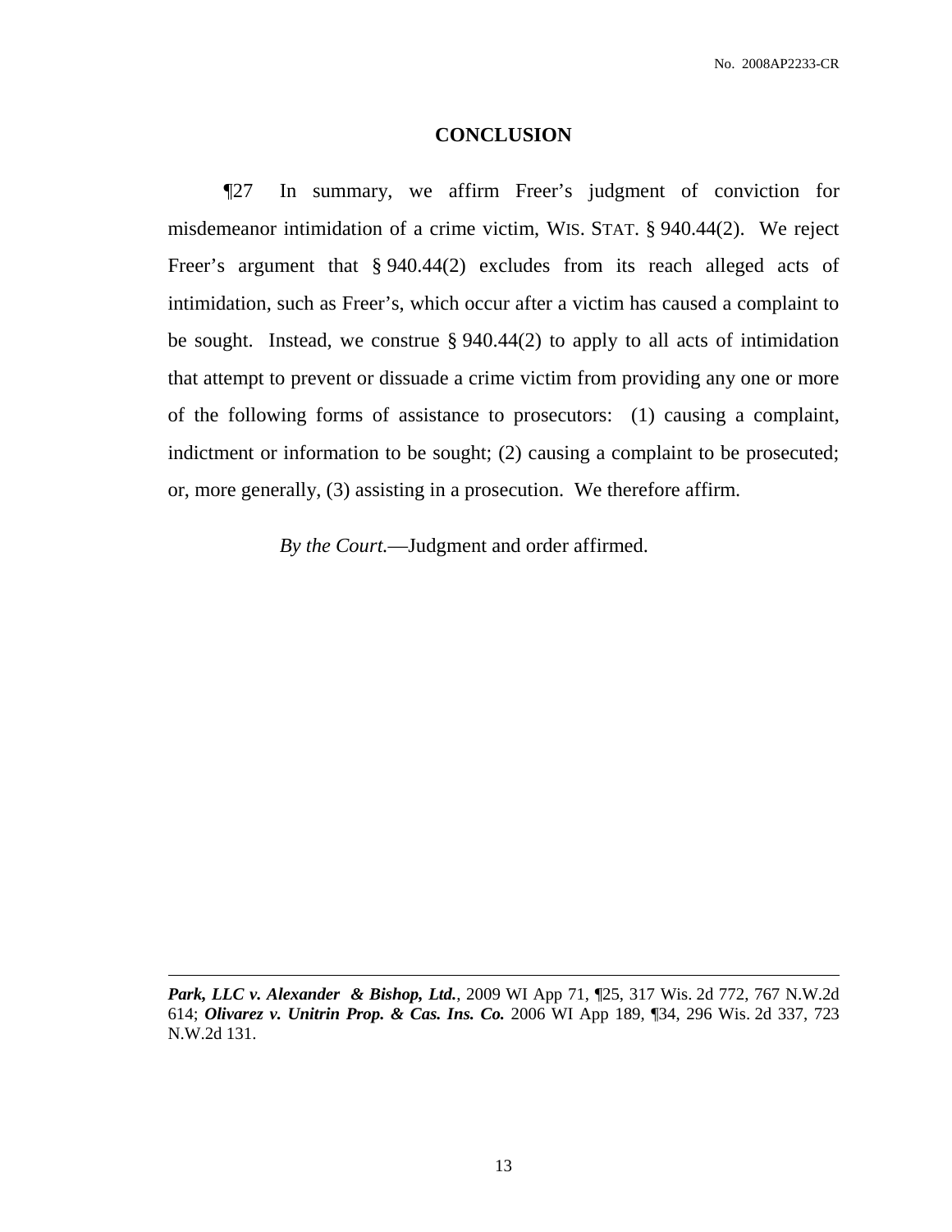## CONCLUSION

¶27 In summary, we affirm Freer's judgment of conviction for misdemeanor intimidation of a crime victim, WIS. STAT. § 940.44(2). We reject Freer's argument that § 940.44(2) excludes from its reach alleged acts of intimidation, such as Freer's, which occur after a victim has caused a complaint to be sought. Instead, we construe § 940.44(2) to apply to all acts of intimidation that attempt to prevent or dissuade a crime victim from providing any one or more of the following forms of assistance to prosecutors: (1) causing a complaint, indictment or information to be sought; (2) causing a complaint to be prosecuted; or, more generally, (3) assisting in a prosecution. We therefore affirm.

*By the Court.*—Judgment and order affirmed.

---

***Park, LLC v. Alexander & Bishop, Ltd.***, 2009 WI App 71, ¶25, 317 Wis. 2d 772, 767 N.W.2d 614; ***Olivarez v. Unitrin Prop. & Cas. Ins. Co.*** 2006 WI App 189, ¶34, 296 Wis. 2d 337, 723 N.W.2d 131.